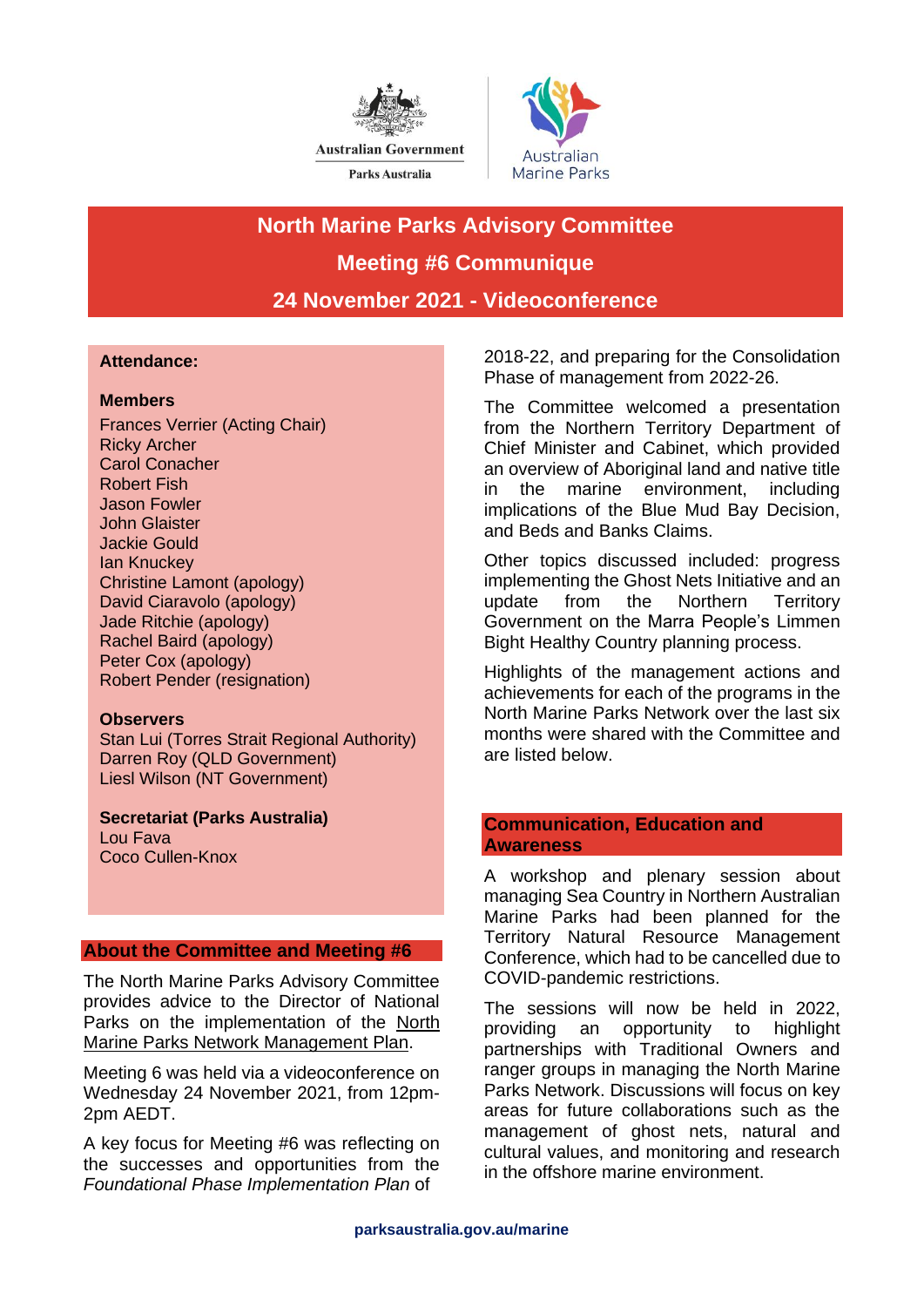Australian Government

Parks Australia

Australian Marine Parks

# North Marine Parks Advisory Committee

# Meeting #6 Communique

# 24 November 2021 - Videoconference

**Attendance:**

**Members**

Frances Verrier (Acting Chair)
Ricky Archer
Carol Conacher
Robert Fish
Jason Fowler
John Glaister
Jackie Gould
Ian Knuckey
Christine Lamont (apology)
David Ciaravolo (apology)
Jade Ritchie (apology)
Rachel Baird (apology)
Peter Cox (apology)
Robert Pender (resignation)

**Observers**

Stan Lui (Torres Strait Regional Authority)
Darren Roy (QLD Government)
Liesl Wilson (NT Government)

**Secretariat (Parks Australia)**

Lou Fava
Coco Cullen-Knox

## About the Committee and Meeting #6

The North Marine Parks Advisory Committee provides advice to the Director of National Parks on the implementation of the North Marine Parks Network Management Plan.

Meeting 6 was held via a videoconference on Wednesday 24 November 2021, from 12pm-2pm AEDT.

A key focus for Meeting #6 was reflecting on the successes and opportunities from the *Foundational Phase Implementation Plan* of 2018-22, and preparing for the Consolidation Phase of management from 2022-26.

The Committee welcomed a presentation from the Northern Territory Department of Chief Minister and Cabinet, which provided an overview of Aboriginal land and native title in the marine environment, including implications of the Blue Mud Bay Decision, and Beds and Banks Claims.

Other topics discussed included: progress implementing the Ghost Nets Initiative and an update from the Northern Territory Government on the Marra People's Limmen Bight Healthy Country planning process.

Highlights of the management actions and achievements for each of the programs in the North Marine Parks Network over the last six months were shared with the Committee and are listed below.

## Communication, Education and Awareness

A workshop and plenary session about managing Sea Country in Northern Australian Marine Parks had been planned for the Territory Natural Resource Management Conference, which had to be cancelled due to COVID-pandemic restrictions.

The sessions will now be held in 2022, providing an opportunity to highlight partnerships with Traditional Owners and ranger groups in managing the North Marine Parks Network. Discussions will focus on key areas for future collaborations such as the management of ghost nets, natural and cultural values, and monitoring and research in the offshore marine environment.

parksaustralia.gov.au/marine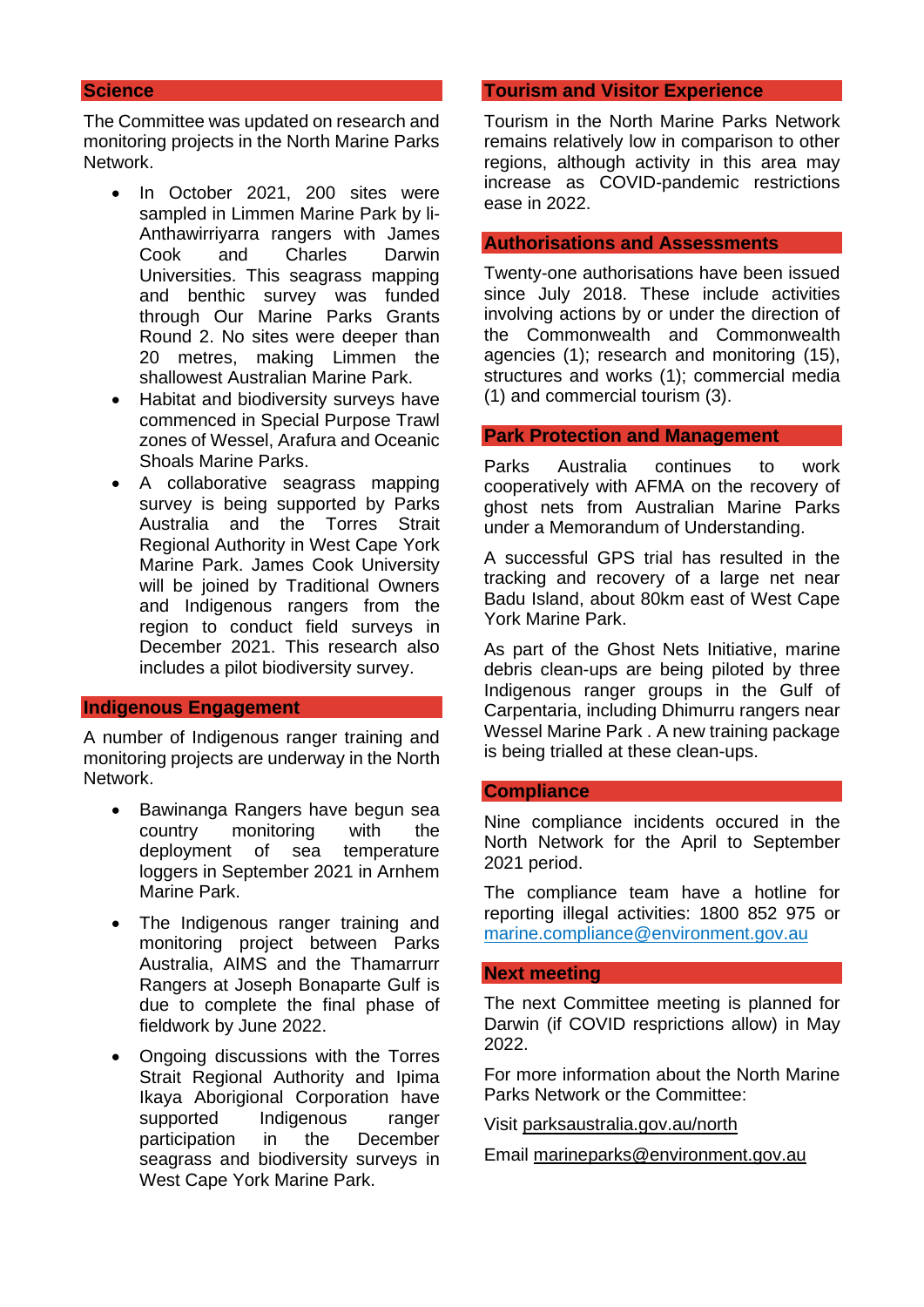## Science

The Committee was updated on research and monitoring projects in the North Marine Parks Network.

- In October 2021, 200 sites were sampled in Limmen Marine Park by li-Anthawirriyarra rangers with James Cook and Charles Darwin Universities. This seagrass mapping and benthic survey was funded through Our Marine Parks Grants Round 2. No sites were deeper than 20 metres, making Limmen the shallowest Australian Marine Park.
- Habitat and biodiversity surveys have commenced in Special Purpose Trawl zones of Wessel, Arafura and Oceanic Shoals Marine Parks.
- A collaborative seagrass mapping survey is being supported by Parks Australia and the Torres Strait Regional Authority in West Cape York Marine Park. James Cook University will be joined by Traditional Owners and Indigenous rangers from the region to conduct field surveys in December 2021. This research also includes a pilot biodiversity survey.

## Indigenous Engagement

A number of Indigenous ranger training and monitoring projects are underway in the North Network.

- Bawinanga Rangers have begun sea country monitoring with the deployment of sea temperature loggers in September 2021 in Arnhem Marine Park.
- The Indigenous ranger training and monitoring project between Parks Australia, AIMS and the Thamarrurr Rangers at Joseph Bonaparte Gulf is due to complete the final phase of fieldwork by June 2022.
- Ongoing discussions with the Torres Strait Regional Authority and Ipima Ikaya Aborigional Corporation have supported Indigenous ranger participation in the December seagrass and biodiversity surveys in West Cape York Marine Park.

## Tourism and Visitor Experience

Tourism in the North Marine Parks Network remains relatively low in comparison to other regions, although activity in this area may increase as COVID-pandemic restrictions ease in 2022.

## Authorisations and Assessments

Twenty-one authorisations have been issued since July 2018. These include activities involving actions by or under the direction of the Commonwealth and Commonwealth agencies (1); research and monitoring (15), structures and works (1); commercial media (1) and commercial tourism (3).

## Park Protection and Management

Parks Australia continues to work cooperatively with AFMA on the recovery of ghost nets from Australian Marine Parks under a Memorandum of Understanding.

A successful GPS trial has resulted in the tracking and recovery of a large net near Badu Island, about 80km east of West Cape York Marine Park.

As part of the Ghost Nets Initiative, marine debris clean-ups are being piloted by three Indigenous ranger groups in the Gulf of Carpentaria, including Dhimurru rangers near Wessel Marine Park . A new training package is being trialled at these clean-ups.

## Compliance

Nine compliance incidents occured in the North Network for the April to September 2021 period.

The compliance team have a hotline for reporting illegal activities: 1800 852 975 or marine.compliance@environment.gov.au

## Next meeting

The next Committee meeting is planned for Darwin (if COVID resprictions allow) in May 2022.

For more information about the North Marine Parks Network or the Committee:

Visit parksaustralia.gov.au/north

Email marineparks@environment.gov.au